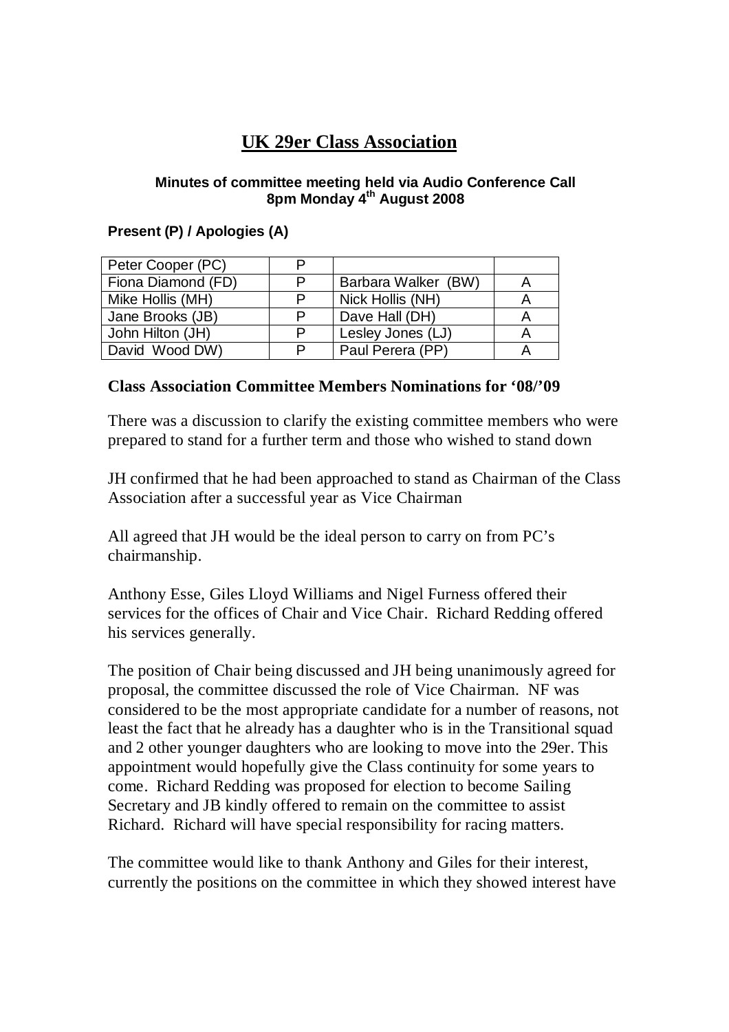# UK 29er Class Association

**Minutes of committee meeting held via Audio Conference Call**
**8pm Monday 4th August 2008**

**Present (P) / Apologies (A)**

| | | | |
|---|---|---|---|
| Peter Cooper (PC) | P | | |
| Fiona Diamond (FD) | P | Barbara Walker (BW) | A |
| Mike Hollis (MH) | P | Nick Hollis (NH) | A |
| Jane Brooks (JB) | P | Dave Hall (DH) | A |
| John Hilton (JH) | P | Lesley Jones (LJ) | A |
| David Wood DW) | P | Paul Perera (PP) | A |

## Class Association Committee Members Nominations for '08/'09

There was a discussion to clarify the existing committee members who were prepared to stand for a further term and those who wished to stand down

JH confirmed that he had been approached to stand as Chairman of the Class Association after a successful year as Vice Chairman

All agreed that JH would be the ideal person to carry on from PC's chairmanship.

Anthony Esse, Giles Lloyd Williams and Nigel Furness offered their services for the offices of Chair and Vice Chair. Richard Redding offered his services generally.

The position of Chair being discussed and JH being unanimously agreed for proposal, the committee discussed the role of Vice Chairman. NF was considered to be the most appropriate candidate for a number of reasons, not least the fact that he already has a daughter who is in the Transitional squad and 2 other younger daughters who are looking to move into the 29er. This appointment would hopefully give the Class continuity for some years to come. Richard Redding was proposed for election to become Sailing Secretary and JB kindly offered to remain on the committee to assist Richard. Richard will have special responsibility for racing matters.

The committee would like to thank Anthony and Giles for their interest, currently the positions on the committee in which they showed interest have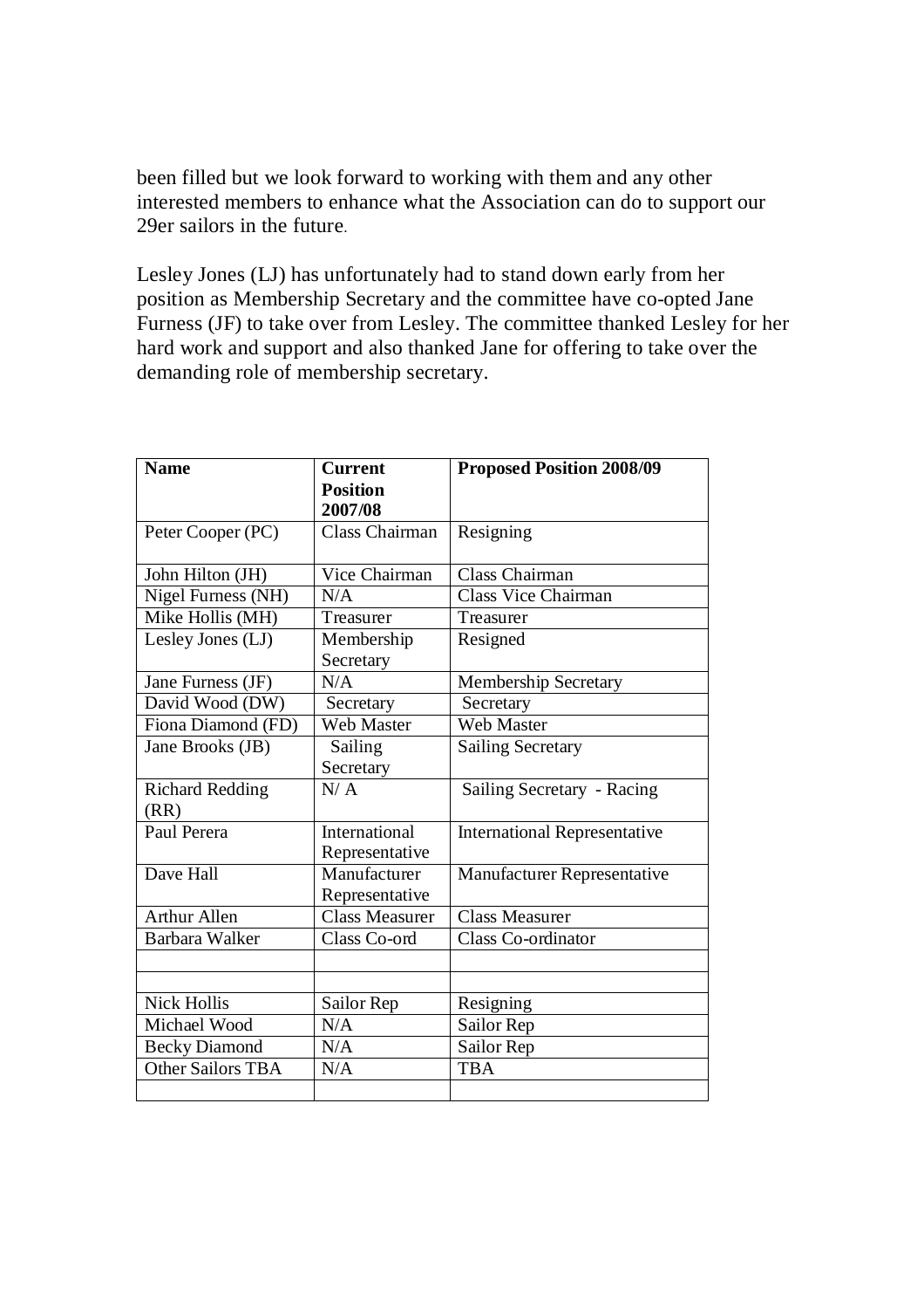been filled but we look forward to working with them and any other interested members to enhance what the Association can do to support our 29er sailors in the future.

Lesley Jones (LJ) has unfortunately had to stand down early from her position as Membership Secretary and the committee have co-opted Jane Furness (JF) to take over from Lesley. The committee thanked Lesley for her hard work and support and also thanked Jane for offering to take over the demanding role of membership secretary.

| **Name** | **Current Position 2007/08** | **Proposed Position 2008/09** |
|---|---|---|
| Peter Cooper (PC) | Class Chairman | Resigning |
| John Hilton (JH) | Vice Chairman | Class Chairman |
| Nigel Furness (NH) | N/A | Class Vice Chairman |
| Mike Hollis (MH) | Treasurer | Treasurer |
| Lesley Jones (LJ) | Membership Secretary | Resigned |
| Jane Furness (JF) | N/A | Membership Secretary |
| David Wood (DW) | Secretary | Secretary |
| Fiona Diamond (FD) | Web Master | Web Master |
| Jane Brooks (JB) | Sailing Secretary | Sailing Secretary |
| Richard Redding (RR) | N/ A | Sailing Secretary - Racing |
| Paul Perera | International Representative | International Representative |
| Dave Hall | Manufacturer Representative | Manufacturer Representative |
| Arthur Allen | Class Measurer | Class Measurer |
| Barbara Walker | Class Co-ord | Class Co-ordinator |
| | | |
| | | |
| Nick Hollis | Sailor Rep | Resigning |
| Michael Wood | N/A | Sailor Rep |
| Becky Diamond | N/A | Sailor Rep |
| Other Sailors TBA | N/A | TBA |
| | | |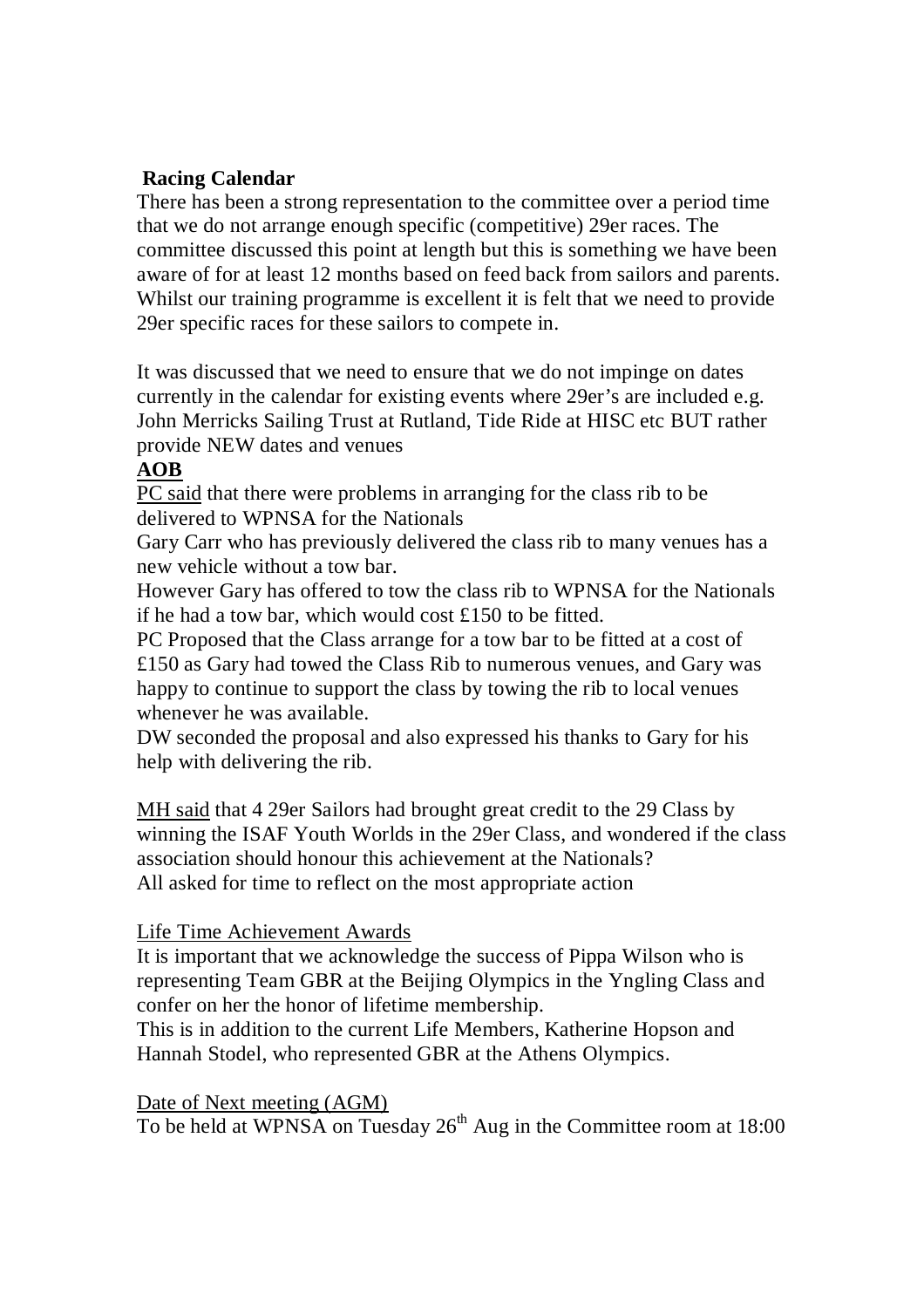**Racing Calendar**

There has been a strong representation to the committee over a period time that we do not arrange enough specific (competitive) 29er races. The committee discussed this point at length but this is something we have been aware of for at least 12 months based on feed back from sailors and parents. Whilst our training programme is excellent it is felt that we need to provide 29er specific races for these sailors to compete in.

It was discussed that we need to ensure that we do not impinge on dates currently in the calendar for existing events where 29er's are included e.g. John Merricks Sailing Trust at Rutland, Tide Ride at HISC etc BUT rather provide NEW dates and venues

**AOB**

PC said that there were problems in arranging for the class rib to be delivered to WPNSA for the Nationals

Gary Carr who has previously delivered the class rib to many venues has a new vehicle without a tow bar.

However Gary has offered to tow the class rib to WPNSA for the Nationals if he had a tow bar, which would cost £150 to be fitted.

PC Proposed that the Class arrange for a tow bar to be fitted at a cost of £150 as Gary had towed the Class Rib to numerous venues, and Gary was happy to continue to support the class by towing the rib to local venues whenever he was available.

DW seconded the proposal and also expressed his thanks to Gary for his help with delivering the rib.

MH said that 4 29er Sailors had brought great credit to the 29 Class by winning the ISAF Youth Worlds in the 29er Class, and wondered if the class association should honour this achievement at the Nationals?

All asked for time to reflect on the most appropriate action

Life Time Achievement Awards

It is important that we acknowledge the success of Pippa Wilson who is representing Team GBR at the Beijing Olympics in the Yngling Class and confer on her the honor of lifetime membership.

This is in addition to the current Life Members, Katherine Hopson and Hannah Stodel, who represented GBR at the Athens Olympics.

Date of Next meeting (AGM)

To be held at WPNSA on Tuesday 26th Aug in the Committee room at 18:00